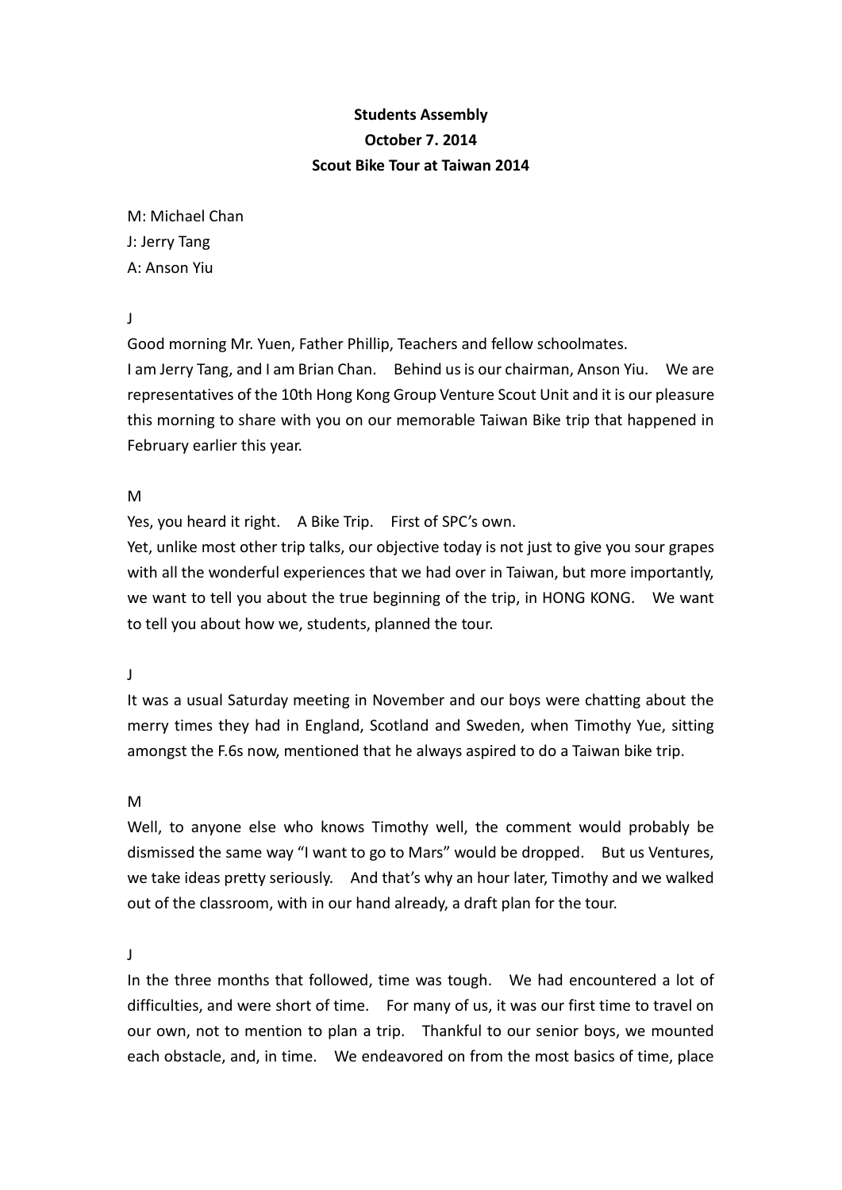**Students Assembly**
**October 7. 2014**
**Scout Bike Tour at Taiwan 2014**

M: Michael Chan
J: Jerry Tang
A: Anson Yiu

J

Good morning Mr. Yuen, Father Phillip, Teachers and fellow schoolmates.
I am Jerry Tang, and I am Brian Chan. Behind us is our chairman, Anson Yiu. We are representatives of the 10th Hong Kong Group Venture Scout Unit and it is our pleasure this morning to share with you on our memorable Taiwan Bike trip that happened in February earlier this year.

M

Yes, you heard it right. A Bike Trip. First of SPC's own.
Yet, unlike most other trip talks, our objective today is not just to give you sour grapes with all the wonderful experiences that we had over in Taiwan, but more importantly, we want to tell you about the true beginning of the trip, in HONG KONG. We want to tell you about how we, students, planned the tour.

J

It was a usual Saturday meeting in November and our boys were chatting about the merry times they had in England, Scotland and Sweden, when Timothy Yue, sitting amongst the F.6s now, mentioned that he always aspired to do a Taiwan bike trip.

M

Well, to anyone else who knows Timothy well, the comment would probably be dismissed the same way "I want to go to Mars" would be dropped. But us Ventures, we take ideas pretty seriously. And that's why an hour later, Timothy and we walked out of the classroom, with in our hand already, a draft plan for the tour.

J

In the three months that followed, time was tough. We had encountered a lot of difficulties, and were short of time. For many of us, it was our first time to travel on our own, not to mention to plan a trip. Thankful to our senior boys, we mounted each obstacle, and, in time. We endeavored on from the most basics of time, place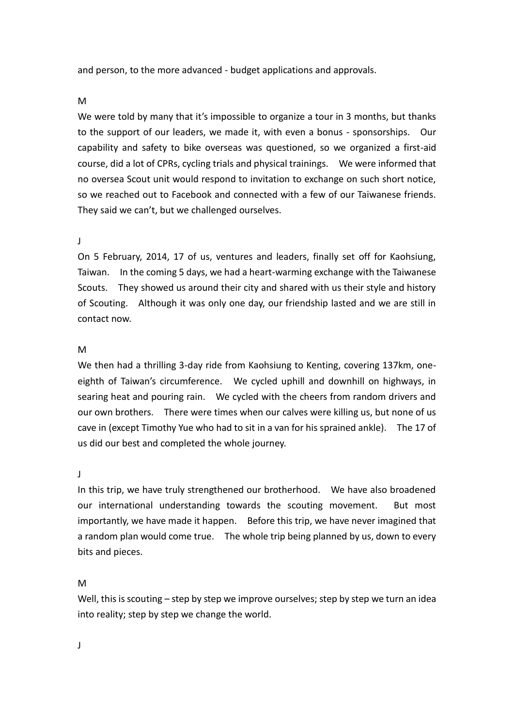and person, to the more advanced - budget applications and approvals.

M

We were told by many that it's impossible to organize a tour in 3 months, but thanks to the support of our leaders, we made it, with even a bonus - sponsorships. Our capability and safety to bike overseas was questioned, so we organized a first-aid course, did a lot of CPRs, cycling trials and physical trainings. We were informed that no oversea Scout unit would respond to invitation to exchange on such short notice, so we reached out to Facebook and connected with a few of our Taiwanese friends. They said we can't, but we challenged ourselves.

J

On 5 February, 2014, 17 of us, ventures and leaders, finally set off for Kaohsiung, Taiwan. In the coming 5 days, we had a heart-warming exchange with the Taiwanese Scouts. They showed us around their city and shared with us their style and history of Scouting. Although it was only one day, our friendship lasted and we are still in contact now.

M

We then had a thrilling 3-day ride from Kaohsiung to Kenting, covering 137km, one-eighth of Taiwan's circumference. We cycled uphill and downhill on highways, in searing heat and pouring rain. We cycled with the cheers from random drivers and our own brothers. There were times when our calves were killing us, but none of us cave in (except Timothy Yue who had to sit in a van for his sprained ankle). The 17 of us did our best and completed the whole journey.

J

In this trip, we have truly strengthened our brotherhood. We have also broadened our international understanding towards the scouting movement. But most importantly, we have made it happen. Before this trip, we have never imagined that a random plan would come true. The whole trip being planned by us, down to every bits and pieces.

M

Well, this is scouting – step by step we improve ourselves; step by step we turn an idea into reality; step by step we change the world.

J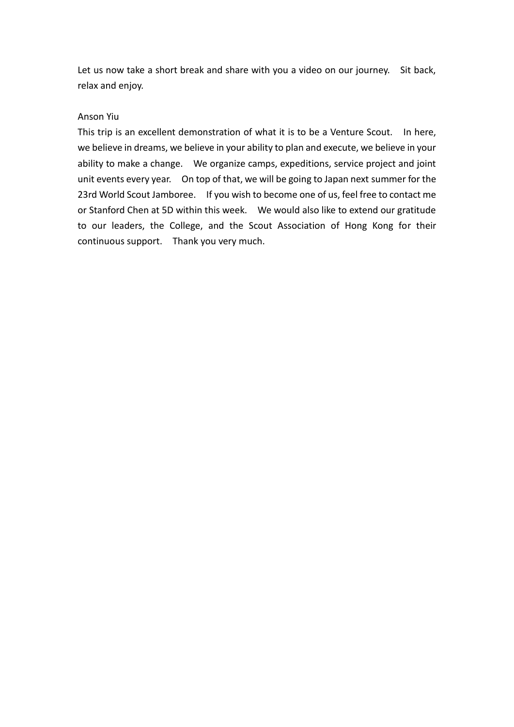Let us now take a short break and share with you a video on our journey. Sit back, relax and enjoy.

Anson Yiu

This trip is an excellent demonstration of what it is to be a Venture Scout. In here, we believe in dreams, we believe in your ability to plan and execute, we believe in your ability to make a change. We organize camps, expeditions, service project and joint unit events every year. On top of that, we will be going to Japan next summer for the 23rd World Scout Jamboree. If you wish to become one of us, feel free to contact me or Stanford Chen at 5D within this week. We would also like to extend our gratitude to our leaders, the College, and the Scout Association of Hong Kong for their continuous support. Thank you very much.